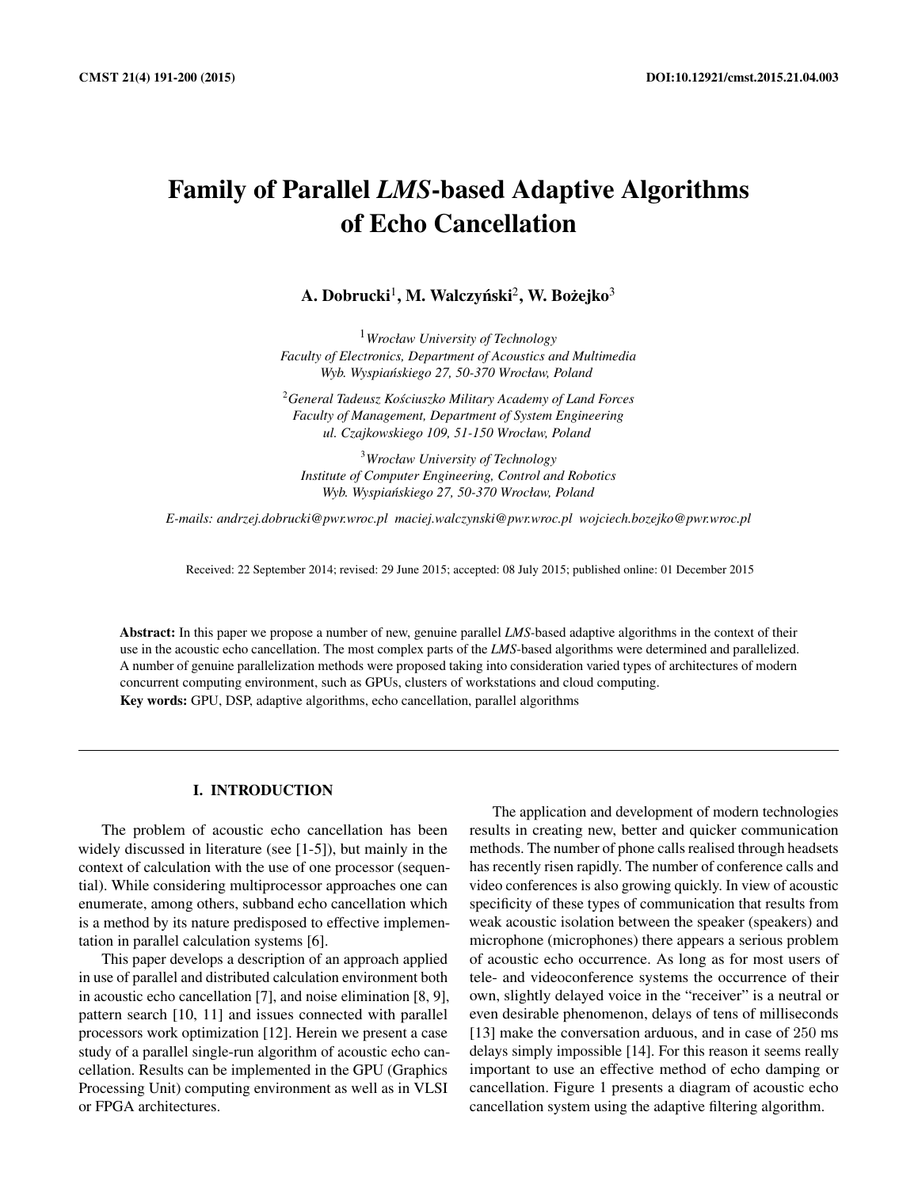# Family of Parallel *LMS*-based Adaptive Algorithms of Echo Cancellation

**A. Dobrucki[1], M. Walczyński[2], W. Bożejko[3]**

[1] *Wrocław University of Technology*
*Faculty of Electronics, Department of Acoustics and Multimedia*
*Wyb. Wyspiańskiego 27, 50-370 Wrocław, Poland*

[2] *General Tadeusz Kościuszko Military Academy of Land Forces*
*Faculty of Management, Department of System Engineering*
*ul. Czajkowskiego 109, 51-150 Wrocław, Poland*

[3] *Wrocław University of Technology*
*Institute of Computer Engineering, Control and Robotics*
*Wyb. Wyspiańskiego 27, 50-370 Wrocław, Poland*

*E-mails: andrzej.dobrucki@pwr.wroc.pl maciej.walczynski@pwr.wroc.pl wojciech.bozejko@pwr.wroc.pl*

Received: 22 September 2014; revised: 29 June 2015; accepted: 08 July 2015; published online: 01 December 2015

**Abstract:** In this paper we propose a number of new, genuine parallel *LMS*-based adaptive algorithms in the context of their use in the acoustic echo cancellation. The most complex parts of the *LMS*-based algorithms were determined and parallelized. A number of genuine parallelization methods were proposed taking into consideration varied types of architectures of modern concurrent computing environment, such as GPUs, clusters of workstations and cloud computing.

**Key words:** GPU, DSP, adaptive algorithms, echo cancellation, parallel algorithms

## I. INTRODUCTION

The problem of acoustic echo cancellation has been widely discussed in literature (see [1-5]), but mainly in the context of calculation with the use of one processor (sequential). While considering multiprocessor approaches one can enumerate, among others, subband echo cancellation which is a method by its nature predisposed to effective implementation in parallel calculation systems [6].

This paper develops a description of an approach applied in use of parallel and distributed calculation environment both in acoustic echo cancellation [7], and noise elimination [8, 9], pattern search [10, 11] and issues connected with parallel processors work optimization [12]. Herein we present a case study of a parallel single-run algorithm of acoustic echo cancellation. Results can be implemented in the GPU (Graphics Processing Unit) computing environment as well as in VLSI or FPGA architectures.

The application and development of modern technologies results in creating new, better and quicker communication methods. The number of phone calls realised through headsets has recently risen rapidly. The number of conference calls and video conferences is also growing quickly. In view of acoustic specificity of these types of communication that results from weak acoustic isolation between the speaker (speakers) and microphone (microphones) there appears a serious problem of acoustic echo occurrence. As long as for most users of tele- and videoconference systems the occurrence of their own, slightly delayed voice in the "receiver" is a neutral or even desirable phenomenon, delays of tens of milliseconds [13] make the conversation arduous, and in case of 250 ms delays simply impossible [14]. For this reason it seems really important to use an effective method of echo damping or cancellation. Figure 1 presents a diagram of acoustic echo cancellation system using the adaptive filtering algorithm.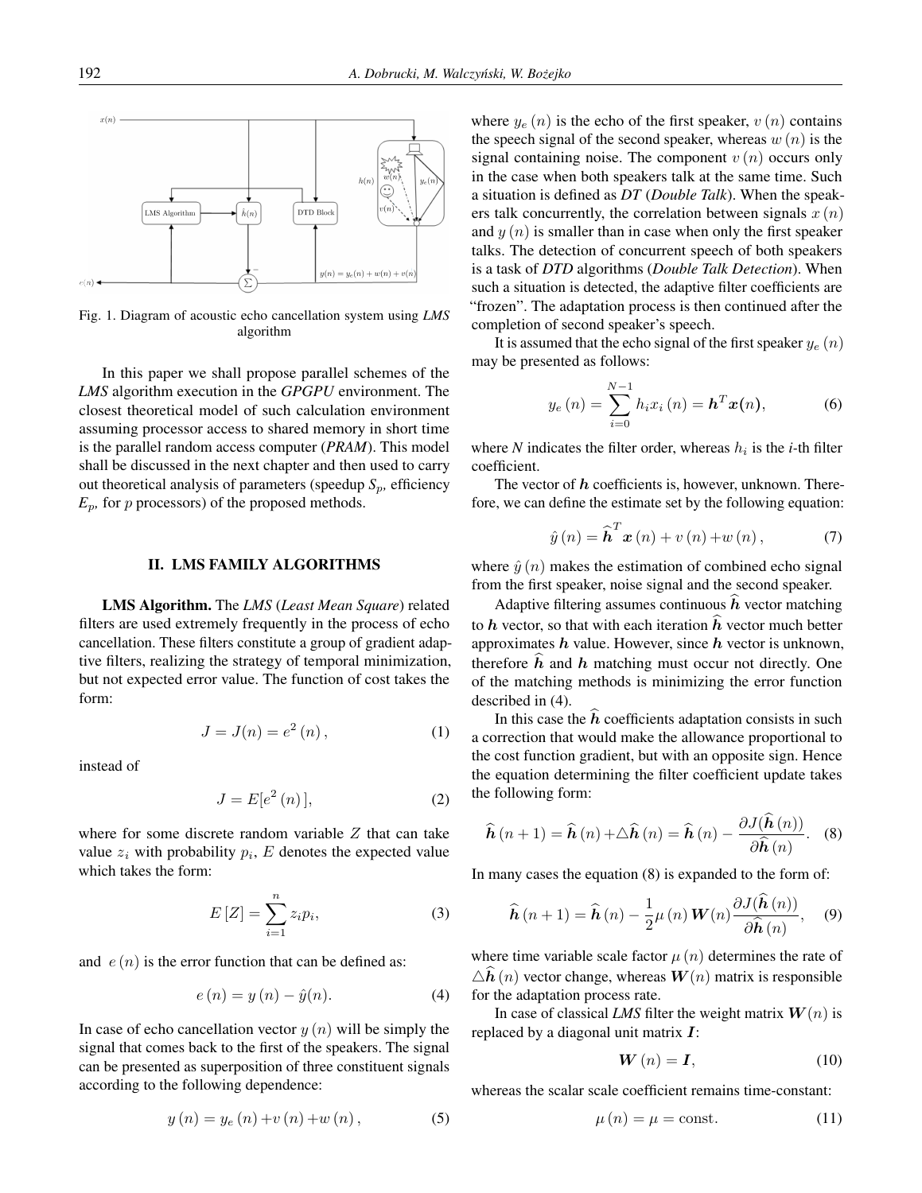Fig. 1. Diagram of acoustic echo cancellation system using *LMS* algorithm

In this paper we shall propose parallel schemes of the *LMS* algorithm execution in the *GPGPU* environment. The closest theoretical model of such calculation environment assuming processor access to shared memory in short time is the parallel random access computer (*PRAM*). This model shall be discussed in the next chapter and then used to carry out theoretical analysis of parameters (speedup $S_p$, efficiency $E_p$, for $p$ processors) of the proposed methods.

## II. LMS FAMILY ALGORITHMS

**LMS Algorithm.** The *LMS* (*Least Mean Square*) related filters are used extremely frequently in the process of echo cancellation. These filters constitute a group of gradient adaptive filters, realizing the strategy of temporal minimization, but not expected error value. The function of cost takes the form:

$$J = J(n) = e^2(n), \tag{1}$$

instead of

$$J = E[e^2(n)], \tag{2}$$

where for some discrete random variable $Z$ that can take value $z_i$ with probability $p_i$, $E$ denotes the expected value which takes the form:

$$E[Z] = \sum_{i=1}^{n} z_i p_i, \tag{3}$$

and $e(n)$ is the error function that can be defined as:

$$e(n) = y(n) - \hat{y}(n). \tag{4}$$

In case of echo cancellation vector $y(n)$ will be simply the signal that comes back to the first of the speakers. The signal can be presented as superposition of three constituent signals according to the following dependence:

$$y(n) = y_e(n) + v(n) + w(n), \tag{5}$$

where $y_e(n)$ is the echo of the first speaker, $v(n)$ contains the speech signal of the second speaker, whereas $w(n)$ is the signal containing noise. The component $v(n)$ occurs only in the case when both speakers talk at the same time. Such a situation is defined as *DT* (*Double Talk*). When the speakers talk concurrently, the correlation between signals $x(n)$ and $y(n)$ is smaller than in case when only the first speaker talks. The detection of concurrent speech of both speakers is a task of *DTD* algorithms (*Double Talk Detection*). When such a situation is detected, the adaptive filter coefficients are "frozen". The adaptation process is then continued after the completion of second speaker's speech.

It is assumed that the echo signal of the first speaker $y_e(n)$ may be presented as follows:

$$y_e(n) = \sum_{i=0}^{N-1} h_i x_i(n) = \boldsymbol{h}^T \boldsymbol{x}(n), \tag{6}$$

where *N* indicates the filter order, whereas $h_i$ is the *i*-th filter coefficient.

The vector of $\boldsymbol{h}$ coefficients is, however, unknown. Therefore, we can define the estimate set by the following equation:

$$\hat{y}(n) = \widehat{\boldsymbol{h}}^T \boldsymbol{x}(n) + v(n) + w(n), \tag{7}$$

where $\hat{y}(n)$ makes the estimation of combined echo signal from the first speaker, noise signal and the second speaker.

Adaptive filtering assumes continuous $\widehat{\boldsymbol{h}}$ vector matching to $\boldsymbol{h}$ vector, so that with each iteration $\widehat{\boldsymbol{h}}$ vector much better approximates $\boldsymbol{h}$ value. However, since $\boldsymbol{h}$ vector is unknown, therefore $\widehat{\boldsymbol{h}}$ and $\boldsymbol{h}$ matching must occur not directly. One of the matching methods is minimizing the error function described in (4).

In this case the $\widehat{\boldsymbol{h}}$ coefficients adaptation consists in such a correction that would make the allowance proportional to the cost function gradient, but with an opposite sign. Hence the equation determining the filter coefficient update takes the following form:

$$\widehat{\boldsymbol{h}}(n+1) = \widehat{\boldsymbol{h}}(n) + \triangle\widehat{\boldsymbol{h}}(n) = \widehat{\boldsymbol{h}}(n) - \frac{\partial J(\widehat{\boldsymbol{h}}(n))}{\partial \widehat{\boldsymbol{h}}(n)}. \tag{8}$$

In many cases the equation (8) is expanded to the form of:

$$\widehat{\boldsymbol{h}}(n+1) = \widehat{\boldsymbol{h}}(n) - \frac{1}{2}\mu(n)\boldsymbol{W}(n)\frac{\partial J(\widehat{\boldsymbol{h}}(n))}{\partial \widehat{\boldsymbol{h}}(n)}, \tag{9}$$

where time variable scale factor $\mu(n)$ determines the rate of $\triangle\widehat{\boldsymbol{h}}(n)$ vector change, whereas $\boldsymbol{W}(n)$ matrix is responsible for the adaptation process rate.

In case of classical *LMS* filter the weight matrix $\boldsymbol{W}(n)$ is replaced by a diagonal unit matrix $\boldsymbol{I}$:

$$\boldsymbol{W}(n) = \boldsymbol{I}, \tag{10}$$

whereas the scalar scale coefficient remains time-constant:

$$\mu(n) = \mu = \text{const}. \tag{11}$$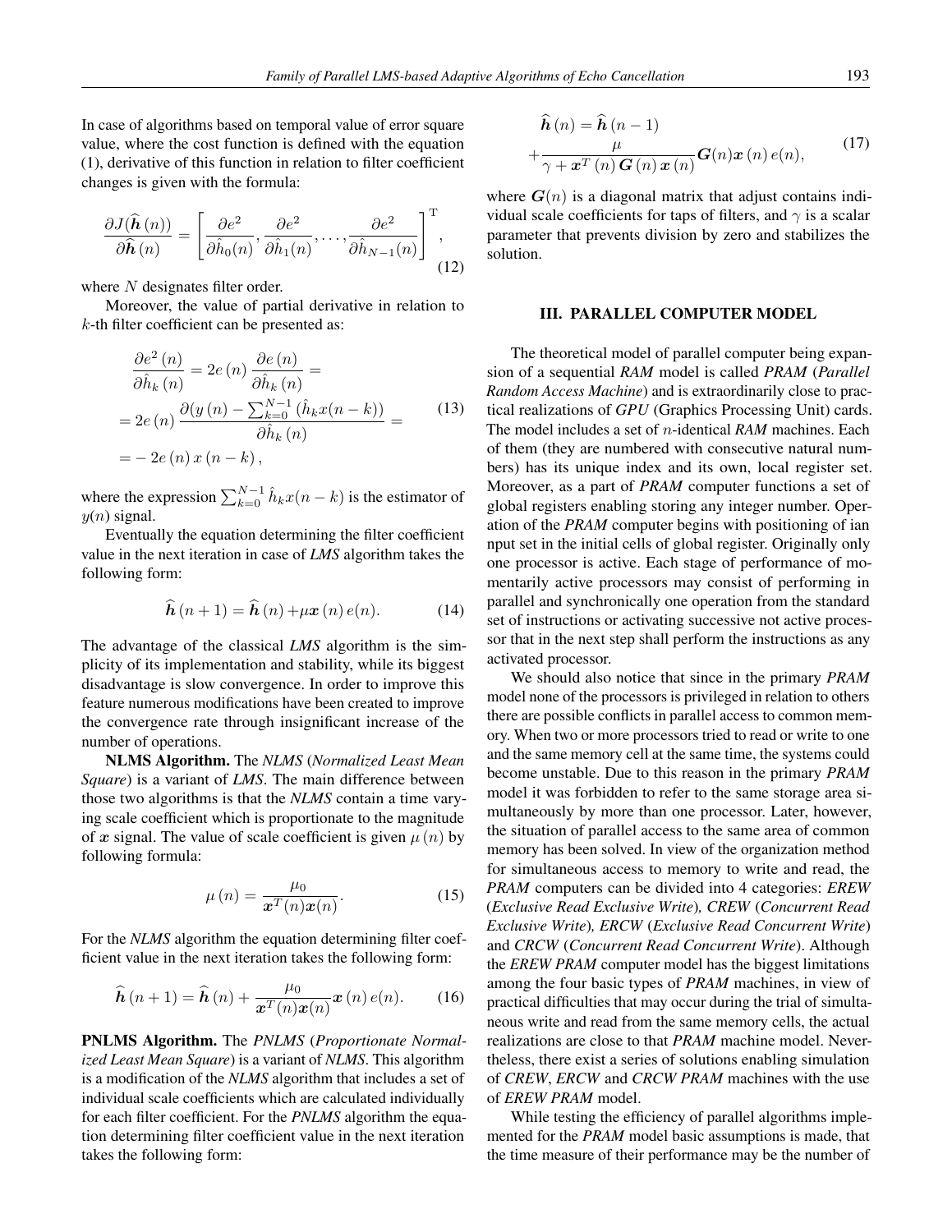In case of algorithms based on temporal value of error square value, where the cost function is defined with the equation (1), derivative of this function in relation to filter coefficient changes is given with the formula:

$$\frac{\partial J(\widehat{\boldsymbol{h}}\,(n))}{\partial \widehat{\boldsymbol{h}}\,(n)} = \left[\frac{\partial e^2}{\partial \hat{h}_0(n)}, \frac{\partial e^2}{\partial \hat{h}_1(n)}, \ldots, \frac{\partial e^2}{\partial \hat{h}_{N-1}(n)}\right]^{\mathrm{T}}, \tag{12}$$

where $N$ designates filter order.

Moreover, the value of partial derivative in relation to $k$-th filter coefficient can be presented as:

$$\begin{aligned} &\frac{\partial e^2\,(n)}{\partial \hat{h}_k\,(n)} = 2e\,(n)\,\frac{\partial e\,(n)}{\partial \hat{h}_k\,(n)} = \\ &= 2e\,(n)\,\frac{\partial (y\,(n) - \sum_{k=0}^{N-1}(\hat{h}_k x(n-k))}{\partial \hat{h}_k\,(n)} = \\ &= -\,2e\,(n)\,x\,(n-k)\,, \end{aligned} \tag{13}$$

where the expression $\sum_{k=0}^{N-1} \hat{h}_k x(n-k)$ is the estimator of $y(n)$ signal.

Eventually the equation determining the filter coefficient value in the next iteration in case of *LMS* algorithm takes the following form:

$$\widehat{\boldsymbol{h}}\,(n+1) = \widehat{\boldsymbol{h}}\,(n) + \mu \boldsymbol{x}\,(n)\,e(n). \tag{14}$$

The advantage of the classical *LMS* algorithm is the simplicity of its implementation and stability, while its biggest disadvantage is slow convergence. In order to improve this feature numerous modifications have been created to improve the convergence rate through insignificant increase of the number of operations.

**NLMS Algorithm.** The *NLMS* (*Normalized Least Mean Square*) is a variant of *LMS*. The main difference between those two algorithms is that the *NLMS* contain a time varying scale coefficient which is proportionate to the magnitude of $\boldsymbol{x}$ signal. The value of scale coefficient is given $\mu\,(n)$ by following formula:

$$\mu\,(n) = \frac{\mu_0}{\boldsymbol{x}^T(n)\boldsymbol{x}(n)}. \tag{15}$$

For the *NLMS* algorithm the equation determining filter coefficient value in the next iteration takes the following form:

$$\widehat{\boldsymbol{h}}\,(n+1) = \widehat{\boldsymbol{h}}\,(n) + \frac{\mu_0}{\boldsymbol{x}^T(n)\boldsymbol{x}(n)}\boldsymbol{x}\,(n)\,e(n). \tag{16}$$

**PNLMS Algorithm.** The *PNLMS* (*Proportionate Normalized Least Mean Square*) is a variant of *NLMS*. This algorithm is a modification of the *NLMS* algorithm that includes a set of individual scale coefficients which are calculated individually for each filter coefficient. For the *PNLMS* algorithm the equation determining filter coefficient value in the next iteration takes the following form:

$$\begin{aligned} &\widehat{\boldsymbol{h}}\,(n) = \widehat{\boldsymbol{h}}\,(n-1) \\ &+ \frac{\mu}{\gamma + \boldsymbol{x}^T\,(n)\,\boldsymbol{G}\,(n)\,\boldsymbol{x}\,(n)}\boldsymbol{G}(n)\boldsymbol{x}\,(n)\,e(n), \end{aligned} \tag{17}$$

where $\boldsymbol{G}(n)$ is a diagonal matrix that adjust contains individual scale coefficients for taps of filters, and $\gamma$ is a scalar parameter that prevents division by zero and stabilizes the solution.

## III. PARALLEL COMPUTER MODEL

The theoretical model of parallel computer being expansion of a sequential *RAM* model is called *PRAM* (*Parallel Random Access Machine*) and is extraordinarily close to practical realizations of *GPU* (Graphics Processing Unit) cards. The model includes a set of $n$-identical *RAM* machines. Each of them (they are numbered with consecutive natural numbers) has its unique index and its own, local register set. Moreover, as a part of *PRAM* computer functions a set of global registers enabling storing any integer number. Operation of the *PRAM* computer begins with positioning of ian nput set in the initial cells of global register. Originally only one processor is active. Each stage of performance of momentarily active processors may consist of performing in parallel and synchronically one operation from the standard set of instructions or activating successive not active processor that in the next step shall perform the instructions as any activated processor.

We should also notice that since in the primary *PRAM* model none of the processors is privileged in relation to others there are possible conflicts in parallel access to common memory. When two or more processors tried to read or write to one and the same memory cell at the same time, the systems could become unstable. Due to this reason in the primary *PRAM* model it was forbidden to refer to the same storage area simultaneously by more than one processor. Later, however, the situation of parallel access to the same area of common memory has been solved. In view of the organization method for simultaneous access to memory to write and read, the *PRAM* computers can be divided into 4 categories: *EREW* (*Exclusive Read Exclusive Write*), *CREW* (*Concurrent Read Exclusive Write*), *ERCW* (*Exclusive Read Concurrent Write*) and *CRCW* (*Concurrent Read Concurrent Write*). Although the *EREW PRAM* computer model has the biggest limitations among the four basic types of *PRAM* machines, in view of practical difficulties that may occur during the trial of simultaneous write and read from the same memory cells, the actual realizations are close to that *PRAM* machine model. Nevertheless, there exist a series of solutions enabling simulation of *CREW*, *ERCW* and *CRCW PRAM* machines with the use of *EREW PRAM* model.

While testing the efficiency of parallel algorithms implemented for the *PRAM* model basic assumptions is made, that the time measure of their performance may be the number of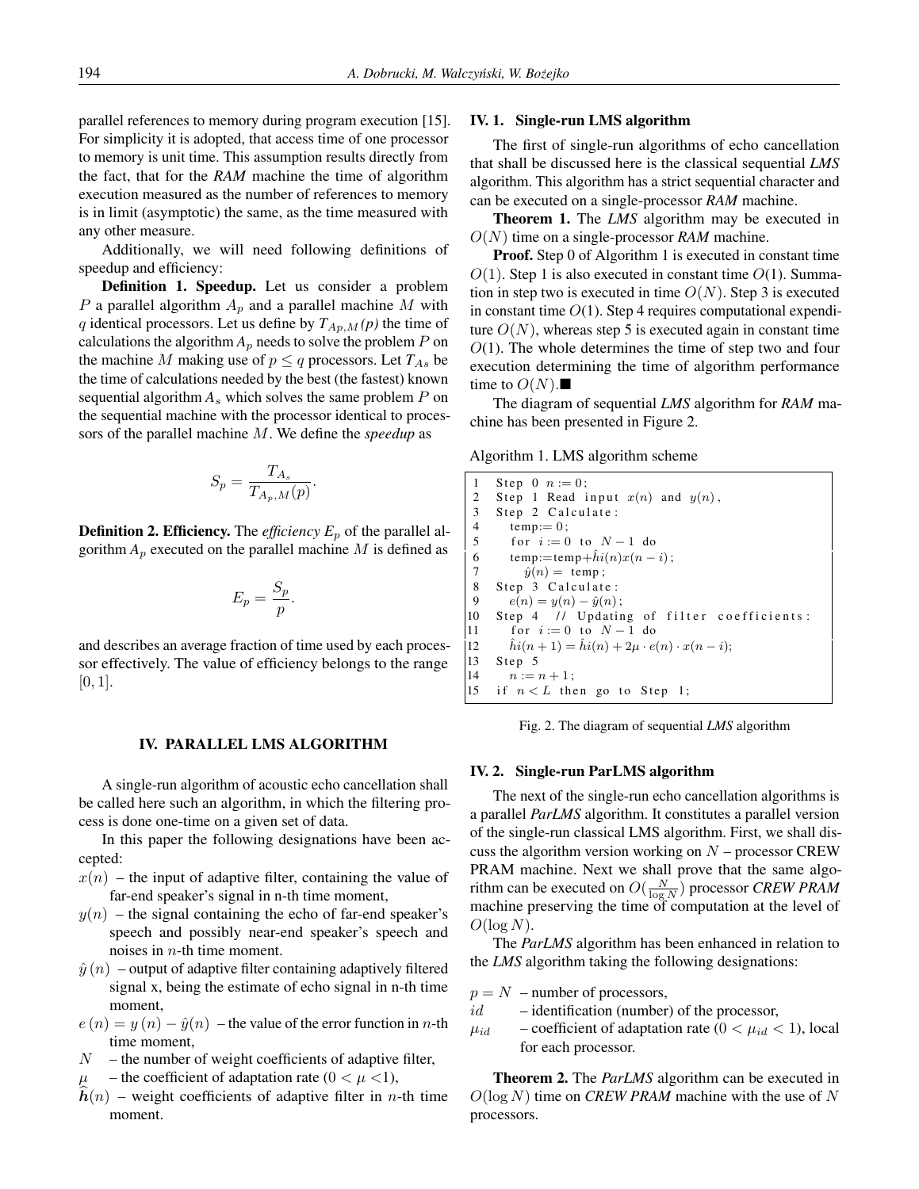parallel references to memory during program execution [15]. For simplicity it is adopted, that access time of one processor to memory is unit time. This assumption results directly from the fact, that for the *RAM* machine the time of algorithm execution measured as the number of references to memory is in limit (asymptotic) the same, as the time measured with any other measure.

Additionally, we will need following definitions of speedup and efficiency:

**Definition 1. Speedup.** Let us consider a problem $P$ a parallel algorithm $A_p$ and a parallel machine $M$ with $q$ identical processors. Let us define by $T_{Ap,M}(p)$ the time of calculations the algorithm $A_p$ needs to solve the problem $P$ on the machine $M$ making use of $p \leq q$ processors. Let $T_{As}$ be the time of calculations needed by the best (the fastest) known sequential algorithm $A_s$ which solves the same problem $P$ on the sequential machine with the processor identical to processors of the parallel machine $M$. We define the *speedup* as

$$S_p = \frac{T_{A_s}}{T_{A_p,M}(p)}.$$

**Definition 2. Efficiency.** The *efficiency* $E_p$ of the parallel algorithm $A_p$ executed on the parallel machine $M$ is defined as

$$E_p = \frac{S_p}{p}.$$

and describes an average fraction of time used by each processor effectively. The value of efficiency belongs to the range $[0, 1]$.

## IV. PARALLEL LMS ALGORITHM

A single-run algorithm of acoustic echo cancellation shall be called here such an algorithm, in which the filtering process is done one-time on a given set of data.

In this paper the following designations have been accepted:

- $x(n)$ – the input of adaptive filter, containing the value of far-end speaker's signal in n-th time moment,
- $y(n)$ – the signal containing the echo of far-end speaker's speech and possibly near-end speaker's speech and noises in $n$-th time moment.
- $\hat{y}(n)$ – output of adaptive filter containing adaptively filtered signal x, being the estimate of echo signal in n-th time moment,
- $e(n) = y(n) - \hat{y}(n)$ – the value of the error function in $n$-th time moment,
- $N$ – the number of weight coefficients of adaptive filter,
- $\mu$ – the coefficient of adaptation rate ($0 < \mu < 1$),
- $\widehat{\boldsymbol{h}}(n)$ – weight coefficients of adaptive filter in $n$-th time moment.

### IV. 1. Single-run LMS algorithm

The first of single-run algorithms of echo cancellation that shall be discussed here is the classical sequential *LMS* algorithm. This algorithm has a strict sequential character and can be executed on a single-processor *RAM* machine.

**Theorem 1.** The *LMS* algorithm may be executed in $O(N)$ time on a single-processor *RAM* machine.

**Proof.** Step 0 of Algorithm 1 is executed in constant time $O(1)$. Step 1 is also executed in constant time $O(1)$. Summation in step two is executed in time $O(N)$. Step 3 is executed in constant time $O(1)$. Step 4 requires computational expenditure $O(N)$, whereas step 5 is executed again in constant time $O(1)$. The whole determines the time of step two and four execution determining the time of algorithm performance time to $O(N)$.■

The diagram of sequential *LMS* algorithm for *RAM* machine has been presented in Figure 2.

Algorithm 1. LMS algorithm scheme

```
1   Step 0  n := 0;
2   Step 1 Read input x(n) and y(n),
3   Step 2 Calculate:
4     temp:= 0;
5     for i := 0 to N − 1 do
6     temp:=temp+ĥi(n)x(n − i);
7       ŷ(n) = temp;
8   Step 3 Calculate:
9     e(n) = y(n) − ŷ(n);
10  Step 4  // Updating of filter coefficients:
11    for i := 0 to N − 1 do
12    ĥi(n + 1) = ĥi(n) + 2μ · e(n) · x(n − i);
13  Step 5
14    n := n + 1;
15  if n < L then go to Step 1;
```

Fig. 2. The diagram of sequential *LMS* algorithm

### IV. 2. Single-run ParLMS algorithm

The next of the single-run echo cancellation algorithms is a parallel *ParLMS* algorithm. It constitutes a parallel version of the single-run classical LMS algorithm. First, we shall discuss the algorithm version working on $N$ – processor CREW PRAM machine. Next we shall prove that the same algorithm can be executed on $O(\frac{N}{\log N})$ processor *CREW PRAM* machine preserving the time of computation at the level of $O(\log N)$.

The *ParLMS* algorithm has been enhanced in relation to the *LMS* algorithm taking the following designations:

- $p = N$ – number of processors,
- $id$ – identification (number) of the processor,
- $\mu_{id}$ – coefficient of adaptation rate ($0 < \mu_{id} < 1$), local for each processor.

**Theorem 2.** The *ParLMS* algorithm can be executed in $O(\log N)$ time on *CREW PRAM* machine with the use of $N$ processors.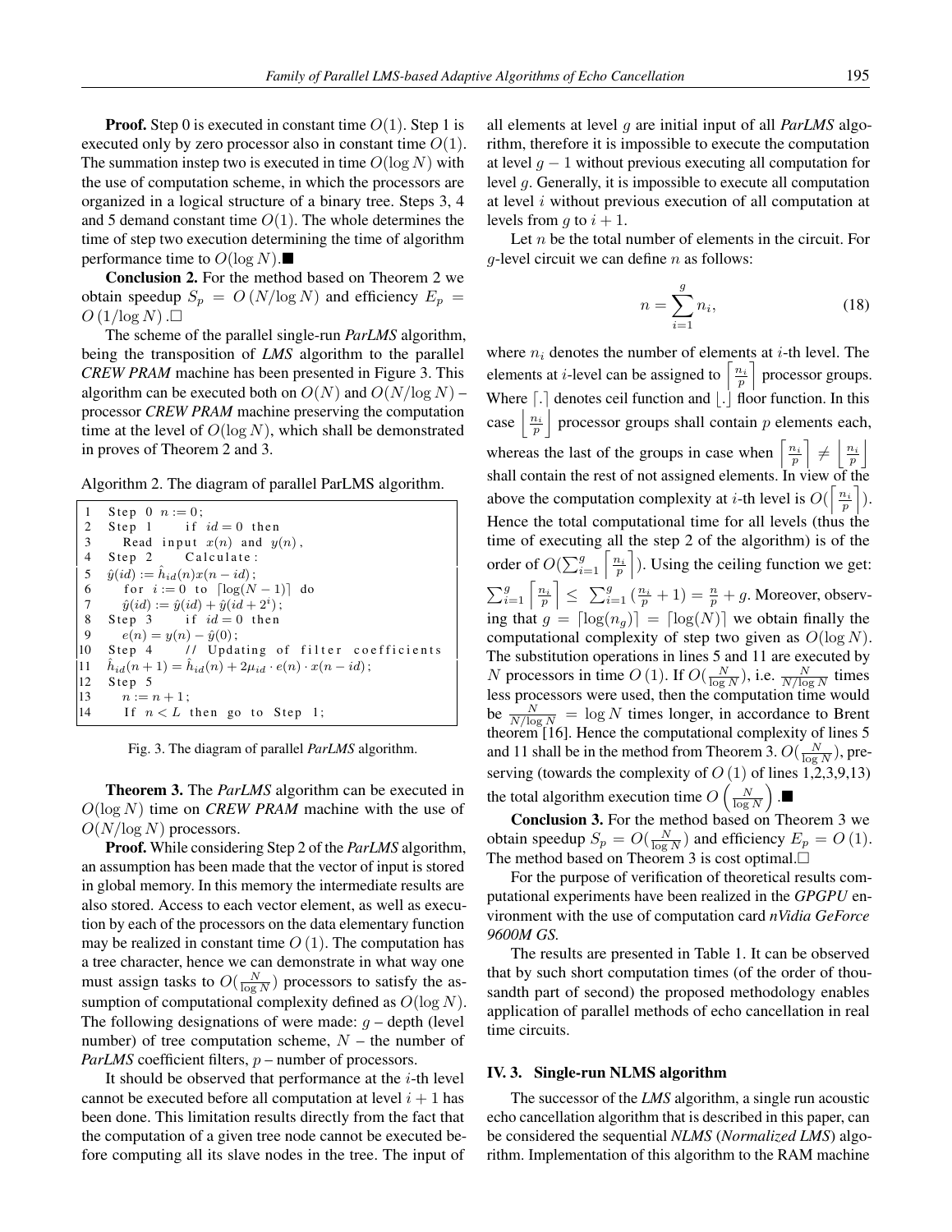**Proof.** Step 0 is executed in constant time $O(1)$. Step 1 is executed only by zero processor also in constant time $O(1)$. The summation instep two is executed in time $O(\log N)$ with the use of computation scheme, in which the processors are organized in a logical structure of a binary tree. Steps 3, 4 and 5 demand constant time $O(1)$. The whole determines the time of step two execution determining the time of algorithm performance time to $O(\log N)$.■

**Conclusion 2.** For the method based on Theorem 2 we obtain speedup $S_p = O(N/\log N)$ and efficiency $E_p = O(1/\log N)$.□

The scheme of the parallel single-run *ParLMS* algorithm, being the transposition of *LMS* algorithm to the parallel *CREW PRAM* machine has been presented in Figure 3. This algorithm can be executed both on $O(N)$ and $O(N/\log N)$ – processor *CREW PRAM* machine preserving the computation time at the level of $O(\log N)$, which shall be demonstrated in proves of Theorem 2 and 3.

Algorithm 2. The diagram of parallel ParLMS algorithm.

```
1   Step 0  n := 0;
2   Step 1      if id = 0 then
3      Read input x(n) and y(n),
4   Step 2      Calculate:
5   ŷ(id) := ĥ_id(n)x(n − id);
6      for i := 0 to ⌈log(N − 1)⌉ do
7      ŷ(id) := ŷ(id) + ŷ(id + 2^i);
8   Step 3      if id = 0 then
9      e(n) = y(n) − ŷ(0);
10  Step 4      // Updating of filter coefficients
11  ĥ_id(n + 1) = ĥ_id(n) + 2μ_id · e(n) · x(n − id);
12  Step 5
13     n := n + 1;
14     If n < L then go to Step 1;
```

Fig. 3. The diagram of parallel *ParLMS* algorithm.

**Theorem 3.** The *ParLMS* algorithm can be executed in $O(\log N)$ time on *CREW PRAM* machine with the use of $O(N/\log N)$ processors.

**Proof.** While considering Step 2 of the *ParLMS* algorithm, an assumption has been made that the vector of input is stored in global memory. In this memory the intermediate results are also stored. Access to each vector element, as well as execution by each of the processors on the data elementary function may be realized in constant time $O(1)$. The computation has a tree character, hence we can demonstrate in what way one must assign tasks to $O(\frac{N}{\log N})$ processors to satisfy the assumption of computational complexity defined as $O(\log N)$. The following designations of were made: $g$ – depth (level number) of tree computation scheme, $N$ – the number of *ParLMS* coefficient filters, $p$ – number of processors.

It should be observed that performance at the $i$-th level cannot be executed before all computation at level $i+1$ has been done. This limitation results directly from the fact that the computation of a given tree node cannot be executed before computing all its slave nodes in the tree. The input of all elements at level $g$ are initial input of all *ParLMS* algorithm, therefore it is impossible to execute the computation at level $g-1$ without previous executing all computation for level $g$. Generally, it is impossible to execute all computation at level $i$ without previous execution of all computation at levels from $g$ to $i+1$.

Let $n$ be the total number of elements in the circuit. For $g$-level circuit we can define $n$ as follows:

$$n = \sum_{i=1}^{g} n_i, \tag{18}$$

where $n_i$ denotes the number of elements at $i$-th level. The elements at $i$-level can be assigned to $\left\lceil \frac{n_i}{p} \right\rceil$ processor groups. Where $\lceil . \rceil$ denotes ceil function and $\lfloor . \rfloor$ floor function. In this case $\left\lfloor \frac{n_i}{p} \right\rfloor$ processor groups shall contain $p$ elements each, whereas the last of the groups in case when $\left\lceil \frac{n_i}{p} \right\rceil \neq \left\lfloor \frac{n_i}{p} \right\rfloor$ shall contain the rest of not assigned elements. In view of the above the computation complexity at $i$-th level is $O(\left\lceil \frac{n_i}{p} \right\rceil)$. Hence the total computational time for all levels (thus the time of executing all the step 2 of the algorithm) is of the order of $O(\sum_{i=1}^{g} \left\lceil \frac{n_i}{p} \right\rceil)$. Using the ceiling function we get: $\sum_{i=1}^{g} \left\lceil \frac{n_i}{p} \right\rceil \leq \sum_{i=1}^{g} (\frac{n_i}{p} + 1) = \frac{n}{p} + g$. Moreover, observing that $g = \lceil \log(n_g) \rceil = \lceil \log(N) \rceil$ we obtain finally the computational complexity of step two given as $O(\log N)$. The substitution operations in lines 5 and 11 are executed by $N$ processors in time $O(1)$. If $O(\frac{N}{\log N})$, i.e. $\frac{N}{N/\log N}$ times less processors were used, then the computation time would be $\frac{N}{N/\log N} = \log N$ times longer, in accordance to Brent theorem [16]. Hence the computational complexity of lines 5 and 11 shall be in the method from Theorem 3. $O(\frac{N}{\log N})$, preserving (towards the complexity of $O(1)$ of lines 1,2,3,9,13) the total algorithm execution time $O\left(\frac{N}{\log N}\right)$.■

**Conclusion 3.** For the method based on Theorem 3 we obtain speedup $S_p = O(\frac{N}{\log N})$ and efficiency $E_p = O(1)$. The method based on Theorem 3 is cost optimal.□

For the purpose of verification of theoretical results computational experiments have been realized in the *GPGPU* environment with the use of computation card *nVidia GeForce 9600M GS.*

The results are presented in Table 1. It can be observed that by such short computation times (of the order of thousandth part of second) the proposed methodology enables application of parallel methods of echo cancellation in real time circuits.

### IV. 3. Single-run NLMS algorithm

The successor of the *LMS* algorithm, a single run acoustic echo cancellation algorithm that is described in this paper, can be considered the sequential *NLMS* (*Normalized LMS*) algorithm. Implementation of this algorithm to the RAM machine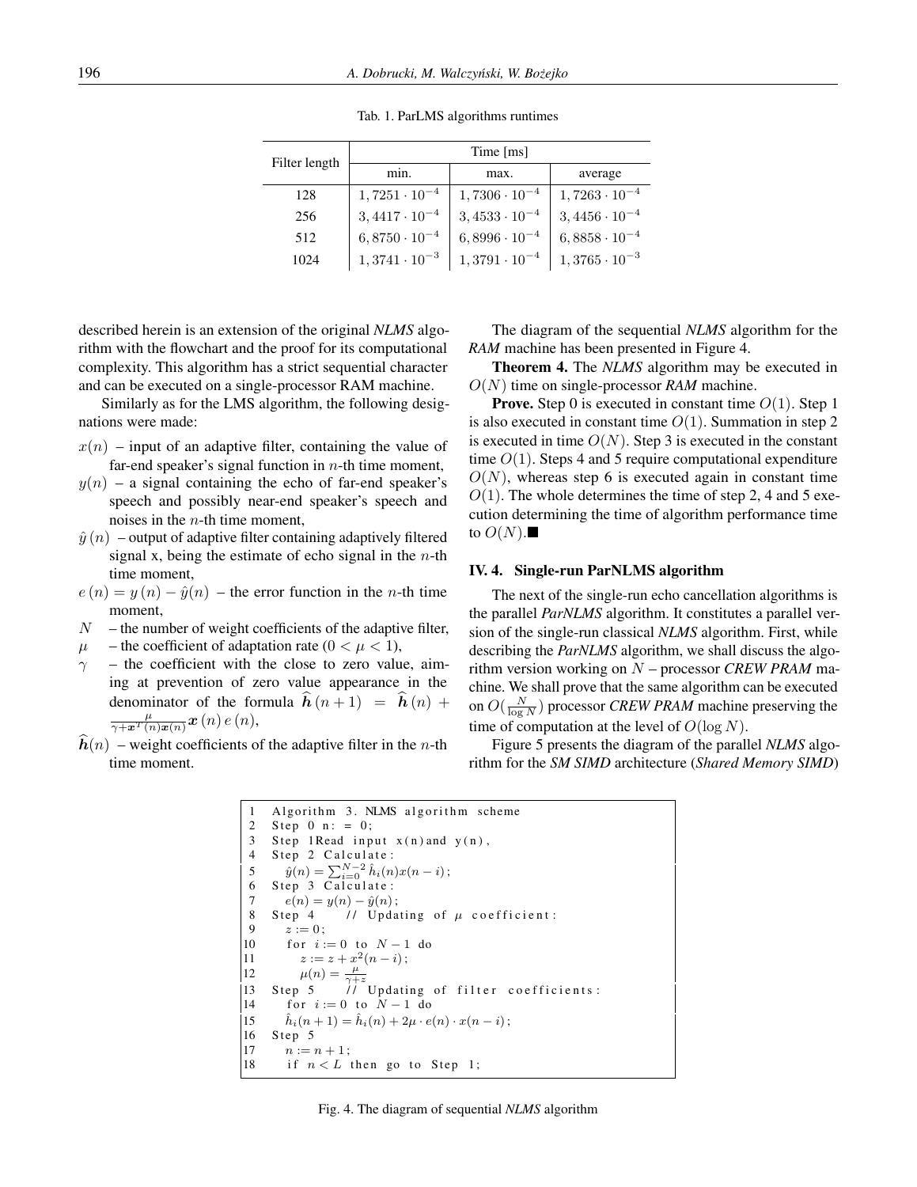Tab. 1. ParLMS algorithms runtimes

| Filter length | Time [ms] | | |
|---|---|---|---|
| | min. | max. | average |
| 128 | $1,7251 \cdot 10^{-4}$ | $1,7306 \cdot 10^{-4}$ | $1,7263 \cdot 10^{-4}$ |
| 256 | $3,4417 \cdot 10^{-4}$ | $3,4533 \cdot 10^{-4}$ | $3,4456 \cdot 10^{-4}$ |
| 512 | $6,8750 \cdot 10^{-4}$ | $6,8996 \cdot 10^{-4}$ | $6,8858 \cdot 10^{-4}$ |
| 1024 | $1,3741 \cdot 10^{-3}$ | $1,3791 \cdot 10^{-4}$ | $1,3765 \cdot 10^{-3}$ |

described herein is an extension of the original *NLMS* algorithm with the flowchart and the proof for its computational complexity. This algorithm has a strict sequential character and can be executed on a single-processor RAM machine.

Similarly as for the LMS algorithm, the following designations were made:

- $x(n)$ – input of an adaptive filter, containing the value of far-end speaker's signal function in $n$-th time moment,
- $y(n)$ – a signal containing the echo of far-end speaker's speech and possibly near-end speaker's speech and noises in the $n$-th time moment,
- $\hat{y}(n)$ – output of adaptive filter containing adaptively filtered signal x, being the estimate of echo signal in the $n$-th time moment,
- $e(n) = y(n) - \hat{y}(n)$ – the error function in the $n$-th time moment,
- $N$ – the number of weight coefficients of the adaptive filter,
- $\mu$ – the coefficient of adaptation rate ($0 < \mu < 1$),
- $\gamma$ – the coefficient with the close to zero value, aiming at prevention of zero value appearance in the denominator of the formula $\widehat{\boldsymbol{h}}(n+1) = \widehat{\boldsymbol{h}}(n) + \frac{\mu}{\gamma + \boldsymbol{x}^T(n)\boldsymbol{x}(n)} \boldsymbol{x}(n)\, e(n)$,
- $\widehat{\boldsymbol{h}}(n)$ – weight coefficients of the adaptive filter in the $n$-th time moment.

The diagram of the sequential *NLMS* algorithm for the *RAM* machine has been presented in Figure 4.

**Theorem 4.** The *NLMS* algorithm may be executed in $O(N)$ time on single-processor *RAM* machine.

**Prove.** Step 0 is executed in constant time $O(1)$. Step 1 is also executed in constant time $O(1)$. Summation in step 2 is executed in time $O(N)$. Step 3 is executed in the constant time $O(1)$. Steps 4 and 5 require computational expenditure $O(N)$, whereas step 6 is executed again in constant time $O(1)$. The whole determines the time of step 2, 4 and 5 execution determining the time of algorithm performance time to $O(N)$.■

### IV. 4. Single-run ParNLMS algorithm

The next of the single-run echo cancellation algorithms is the parallel *ParNLMS* algorithm. It constitutes a parallel version of the single-run classical *NLMS* algorithm. First, while describing the *ParNLMS* algorithm, we shall discuss the algorithm version working on $N$ – processor *CREW PRAM* machine. We shall prove that the same algorithm can be executed on $O(\frac{N}{\log N})$ processor *CREW PRAM* machine preserving the time of computation at the level of $O(\log N)$.

Figure 5 presents the diagram of the parallel *NLMS* algorithm for the *SM SIMD* architecture (*Shared Memory SIMD*)

```
1   Algorithm 3. NLMS algorithm scheme
2   Step 0 n: = 0;
3   Step 1Read input x(n)and y(n),
4   Step 2 Calculate:
5      ŷ(n) = Σ_{i=0}^{N-2} ĥ_i(n)x(n − i);
6   Step 3 Calculate:
7      e(n) = y(n) − ŷ(n);
8   Step 4     // Updating of μ coefficient:
9      z := 0;
10     for i := 0 to N − 1 do
11        z := z + x²(n − i);
12     μ(n) = μ/(γ+z)
13  Step 5     // Updating of filter coefficients:
14     for i := 0 to N − 1 do
15     ĥ_i(n + 1) = ĥ_i(n) + 2μ · e(n) · x(n − i);
16  Step 5
17     n := n + 1;
18     if n < L then go to Step 1;
```

Fig. 4. The diagram of sequential *NLMS* algorithm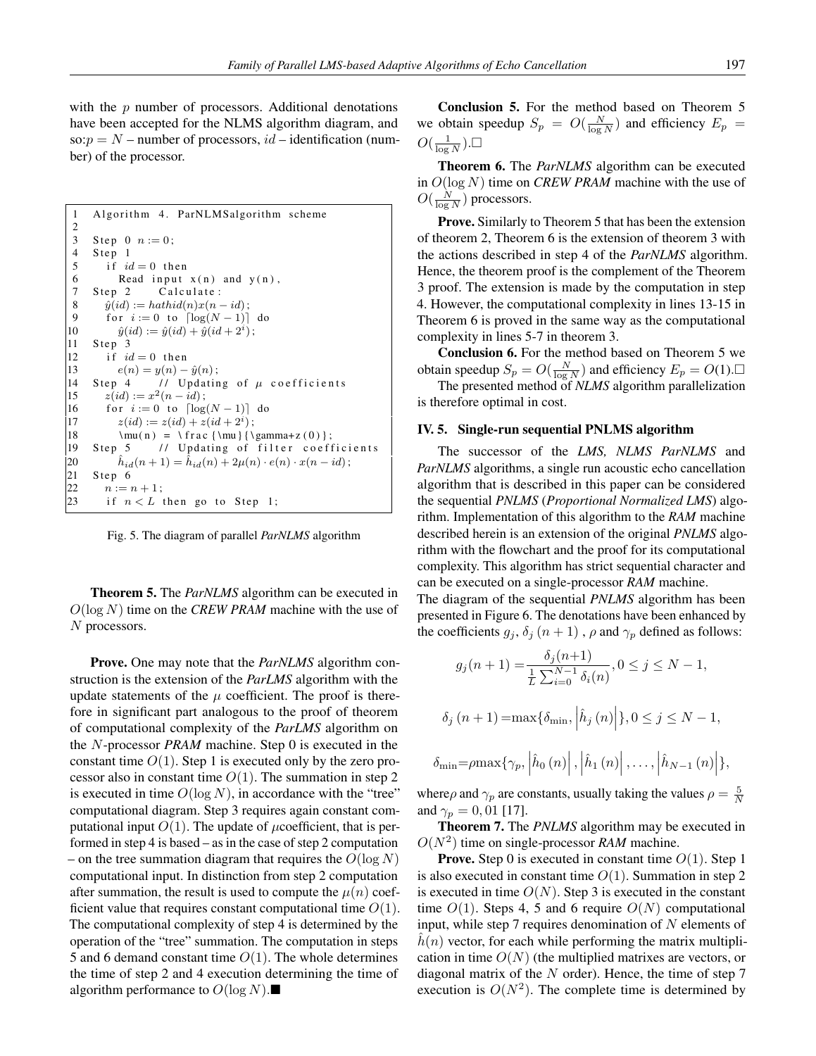with the $p$ number of processors. Additional denotations have been accepted for the NLMS algorithm diagram, and so:$p = N$ – number of processors, $id$ – identification (number) of the processor.

```
1   Algorithm 4. ParNLMSalgorithm scheme
2
3   Step 0 n := 0;
4   Step 1
5     if id = 0 then
6       Read input x(n) and y(n),
7   Step 2    Calculate:
8     ŷ(id) := hathid(n)x(n − id);
9     for i := 0 to ⌈log(N − 1)⌉ do
10      ŷ(id) := ŷ(id) + ŷ(id + 2^i);
11  Step 3
12    if id = 0 then
13      e(n) = y(n) − ŷ(n);
14  Step 4    // Updating of μ coefficients
15    z(id) := x^2(n − id);
16    for i := 0 to ⌈log(N − 1)⌉ do
17      z(id) := z(id) + z(id + 2^i);
18    \mu(n) = \frac{\mu}{\gamma+z(0)};
19  Step 5    // Updating of filter coefficients
20    ĥ_id(n + 1) = ĥ_id(n) + 2μ(n) · e(n) · x(n − id);
21  Step 6
22    n := n + 1;
23    if n < L then go to Step 1;
```

Fig. 5. The diagram of parallel *ParNLMS* algorithm

**Theorem 5.** The *ParNLMS* algorithm can be executed in $O(\log N)$ time on the *CREW PRAM* machine with the use of $N$ processors.

**Prove.** One may note that the *ParNLMS* algorithm construction is the extension of the *ParLMS* algorithm with the update statements of the $\mu$ coefficient. The proof is therefore in significant part analogous to the proof of theorem of computational complexity of the *ParLMS* algorithm on the $N$-processor *PRAM* machine. Step 0 is executed in the constant time $O(1)$. Step 1 is executed only by the zero processor also in constant time $O(1)$. The summation in step 2 is executed in time $O(\log N)$, in accordance with the "tree" computational diagram. Step 3 requires again constant computational input $O(1)$. The update of $\mu$coefficient, that is performed in step 4 is based – as in the case of step 2 computation – on the tree summation diagram that requires the $O(\log N)$ computational input. In distinction from step 2 computation after summation, the result is used to compute the $\mu(n)$ coefficient value that requires constant computational time $O(1)$. The computational complexity of step 4 is determined by the operation of the "tree" summation. The computation in steps 5 and 6 demand constant time $O(1)$. The whole determines the time of step 2 and 4 execution determining the time of algorithm performance to $O(\log N)$.■

**Conclusion 5.** For the method based on Theorem 5 we obtain speedup $S_p = O(\frac{N}{\log N})$ and efficiency $E_p = O(\frac{1}{\log N})$.□

**Theorem 6.** The *ParNLMS* algorithm can be executed in $O(\log N)$ time on *CREW PRAM* machine with the use of $O(\frac{N}{\log N})$ processors.

**Prove.** Similarly to Theorem 5 that has been the extension of theorem 2, Theorem 6 is the extension of theorem 3 with the actions described in step 4 of the *ParNLMS* algorithm. Hence, the theorem proof is the complement of the Theorem 3 proof. The extension is made by the computation in step 4. However, the computational complexity in lines 13-15 in Theorem 6 is proved in the same way as the computational complexity in lines 5-7 in theorem 3.

**Conclusion 6.** For the method based on Theorem 5 we obtain speedup $S_p = O(\frac{N}{\log N})$ and efficiency $E_p = O(1)$.□

The presented method of *NLMS* algorithm parallelization is therefore optimal in cost.

### IV. 5. Single-run sequential PNLMS algorithm

The successor of the *LMS, NLMS ParNLMS* and *ParNLMS* algorithms, a single run acoustic echo cancellation algorithm that is described in this paper can be considered the sequential *PNLMS* (*Proportional Normalized LMS*) algorithm. Implementation of this algorithm to the *RAM* machine described herein is an extension of the original *PNLMS* algorithm with the flowchart and the proof for its computational complexity. This algorithm has strict sequential character and can be executed on a single-processor *RAM* machine.
The diagram of the sequential *PNLMS* algorithm has been presented in Figure 6. The denotations have been enhanced by the coefficients $g_j$, $\delta_j\,(n+1)$ , $\rho$ and $\gamma_p$ defined as follows:

$$g_j(n+1) = \frac{\delta_j(n+1)}{\frac{1}{L}\sum_{i=0}^{N-1}\delta_i(n)}, 0 \leq j \leq N-1,$$

$$\delta_j\,(n+1) = \max\{\delta_{\min}, \left|\hat{h}_j\,(n)\right|\}, 0 \leq j \leq N-1,$$

$$\delta_{\min} = \rho\max\{\gamma_p, \left|\hat{h}_0\,(n)\right|, \left|\hat{h}_1\,(n)\right|, \ldots, \left|\hat{h}_{N-1}\,(n)\right|\},$$

where$\rho$ and $\gamma_p$ are constants, usually taking the values $\rho = \frac{5}{N}$ and $\gamma_p = 0,01$ [17].

**Theorem 7.** The *PNLMS* algorithm may be executed in $O(N^2)$ time on single-processor *RAM* machine.

**Prove.** Step 0 is executed in constant time $O(1)$. Step 1 is also executed in constant time $O(1)$. Summation in step 2 is executed in time $O(N)$. Step 3 is executed in the constant time $O(1)$. Steps 4, 5 and 6 require $O(N)$ computational input, while step 7 requires denomination of $N$ elements of $\hat{h}(n)$ vector, for each while performing the matrix multiplication in time $O(N)$ (the multiplied matrixes are vectors, or diagonal matrix of the $N$ order). Hence, the time of step 7 execution is $O(N^2)$. The complete time is determined by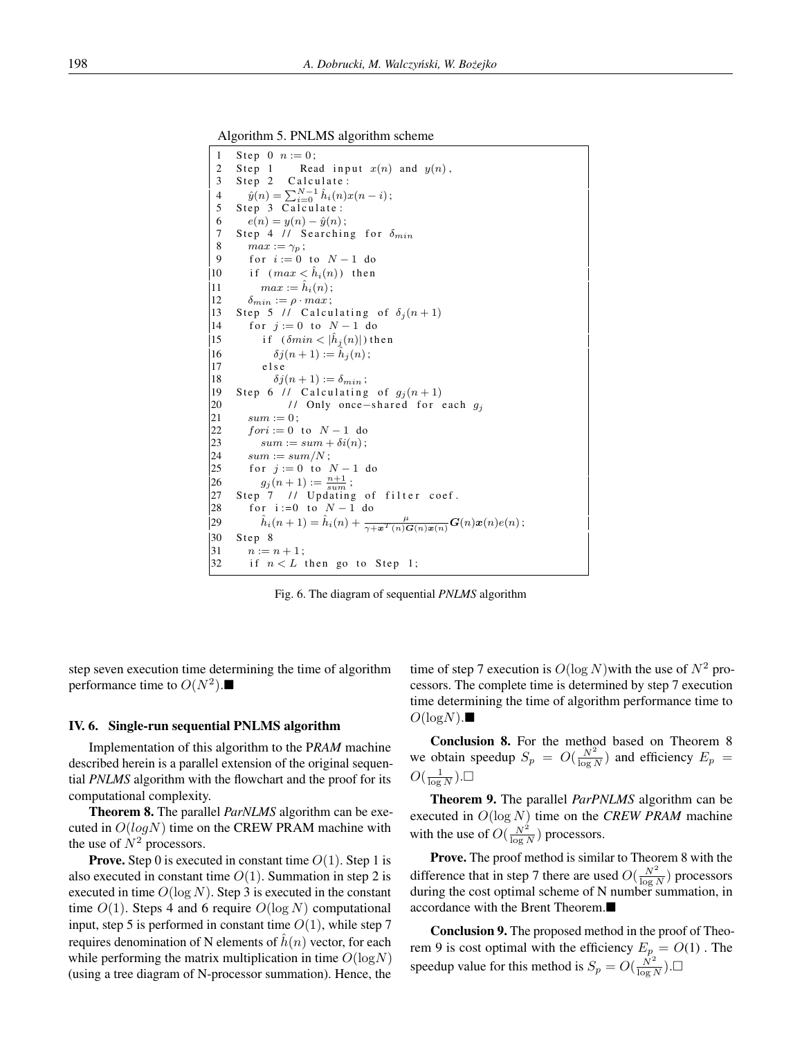Algorithm 5. PNLMS algorithm scheme

```
1   Step 0 n := 0;
2   Step 1    Read input x(n) and y(n),
3   Step 2  Calculate:
4     ŷ(n) = Σ_{i=0}^{N-1} ĥ_i(n)x(n-i);
5   Step 3 Calculate:
6     e(n) = y(n) - ŷ(n);
7   Step 4 // Searching for δ_min
8     max := γ_p;
9     for i := 0 to N-1 do
10    if (max < ĥ_i(n)) then
11      max := ĥ_i(n);
12    δ_min := ρ · max;
13  Step 5 // Calculating of δ_j(n+1)
14    for j := 0 to N-1 do
15      if (δmin < |ĥ_j(n)|) then
16        δj(n+1) := ĥ_j(n);
17      else
18        δj(n+1) := δ_min;
19  Step 6 // Calculating of g_j(n+1)
20          // Only once-shared for each g_j
21    sum := 0;
22    fori := 0 to N-1 do
23      sum := sum + δi(n);
24    sum := sum/N;
25    for j := 0 to N-1 do
26      g_j(n+1) := (n+1)/sum;
27  Step 7 // Updating of filter coef.
28    for i:=0 to N-1 do
29      ĥ_i(n+1) = ĥ_i(n) + μ/(γ + x^T(n)G(n)x(n)) G(n)x(n)e(n);
30  Step 8
31    n := n+1;
32    if n < L then go to Step 1;
```

Fig. 6. The diagram of sequential *PNLMS* algorithm

step seven execution time determining the time of algorithm performance time to $O(N^2)$.■

### IV. 6. Single-run sequential PNLMS algorithm

Implementation of this algorithm to the P*RAM* machine described herein is a parallel extension of the original sequential *PNLMS* algorithm with the flowchart and the proof for its computational complexity.

**Theorem 8.** The parallel *ParNLMS* algorithm can be executed in $O(logN)$ time on the CREW PRAM machine with the use of $N^2$ processors.

**Prove.** Step 0 is executed in constant time $O(1)$. Step 1 is also executed in constant time $O(1)$. Summation in step 2 is executed in time $O(\log N)$. Step 3 is executed in the constant time $O(1)$. Steps 4 and 6 require $O(\log N)$ computational input, step 5 is performed in constant time $O(1)$, while step 7 requires denomination of N elements of $\hat{h}(n)$ vector, for each while performing the matrix multiplication in time $O(\text{log}N)$ (using a tree diagram of N-processor summation). Hence, the time of step 7 execution is $O(\log N)$with the use of $N^2$ processors. The complete time is determined by step 7 execution time determining the time of algorithm performance time to $O(\text{log}N)$.■

**Conclusion 8.** For the method based on Theorem 8 we obtain speedup $S_p = O(\frac{N^2}{\log N})$ and efficiency $E_p = O(\frac{1}{\log N})$.□

**Theorem 9.** The parallel *ParPNLMS* algorithm can be executed in $O(\log N)$ time on the *CREW PRAM* machine with the use of $O(\frac{N^2}{\log N})$ processors.

**Prove.** The proof method is similar to Theorem 8 with the difference that in step 7 there are used $O(\frac{N^2}{\log N})$ processors during the cost optimal scheme of N number summation, in accordance with the Brent Theorem.■

**Conclusion 9.** The proposed method in the proof of Theorem 9 is cost optimal with the efficiency $E_p = O(1)$ . The speedup value for this method is $S_p = O(\frac{N^2}{\log N})$.□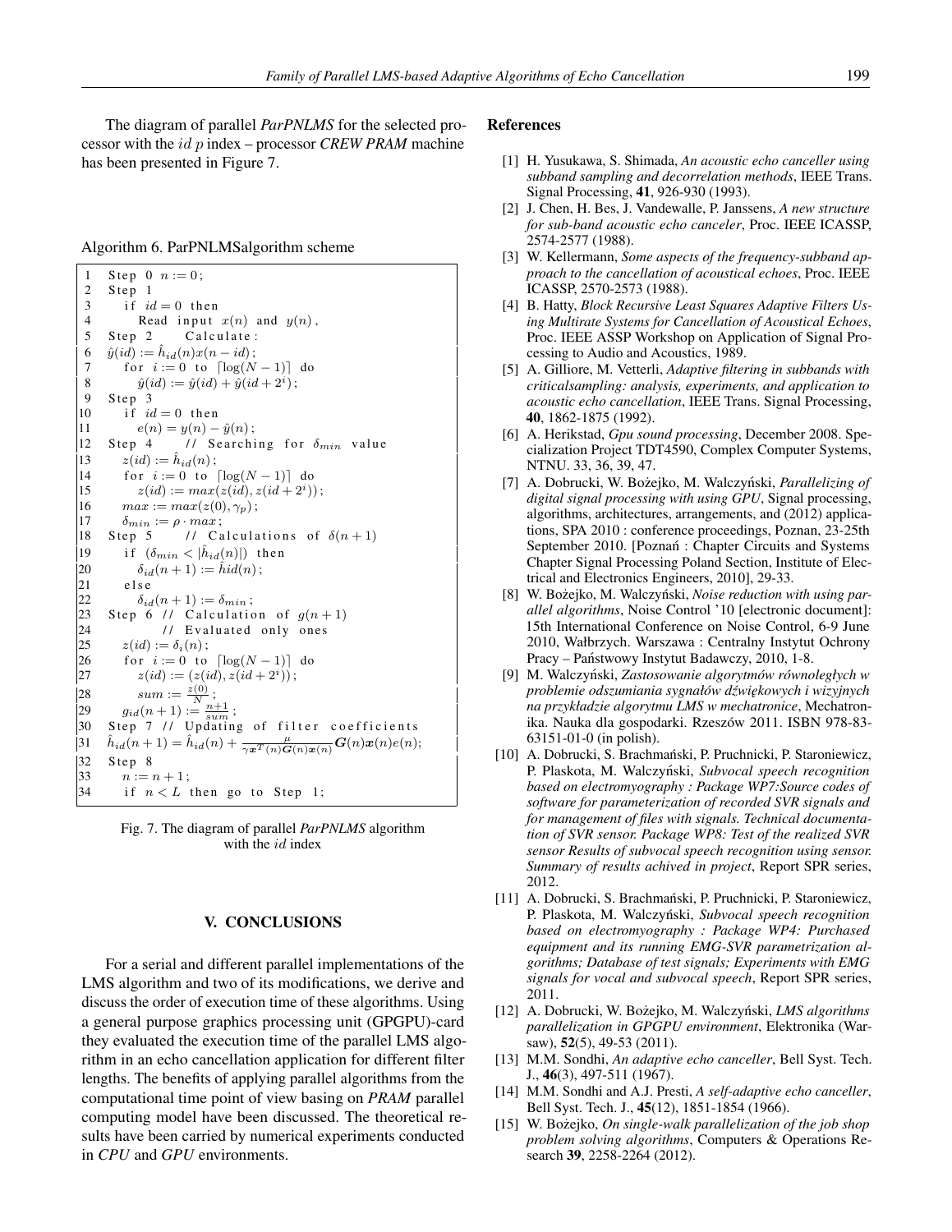The diagram of parallel *ParPNLMS* for the selected processor with the $id$ $p$ index – processor *CREW PRAM* machine has been presented in Figure 7.

Algorithm 6. ParPNLMSalgorithm scheme

```
1   Step 0 n := 0;
2   Step 1
3     if id = 0 then
4       Read input x(n) and y(n),
5   Step 2     Calculate:
6   ŷ(id) := ĥ_id(n)x(n − id);
7     for i := 0 to ⌈log(N − 1)⌉ do
8       ŷ(id) := ŷ(id) + ŷ(id + 2^i);
9   Step 3
10    if id = 0 then
11      e(n) = y(n) − ŷ(n);
12  Step 4     // Searching for δ_min value
13    z(id) := ĥ_id(n);
14    for i := 0 to ⌈log(N − 1)⌉ do
15      z(id) := max(z(id), z(id + 2^i));
16    max := max(z(0), γ_p);
17    δ_min := ρ · max;
18  Step 5     // Calculations of δ(n + 1)
19    if (δ_min < |ĥ_id(n)|) then
20      δ_id(n + 1) := ĥid(n);
21    else
22      δ_id(n + 1) := δ_min;
23  Step 6 // Calculation of g(n + 1)
24           // Evaluated only ones
25    z(id) := δ_i(n);
26    for i := 0 to ⌈log(N − 1)⌉ do
27      z(id) := (z(id), z(id + 2^i));
28      sum := z(0)/N;
29    g_id(n + 1) := (n+1)/sum;
30  Step 7 // Updating of filter coefficients
31  ĥ_id(n + 1) = ĥ_id(n) + μ/(γ x^T(n) G(n) x(n)) G(n) x(n) e(n);
32  Step 8
33    n := n + 1;
34    if n < L then go to Step 1;
```

Fig. 7. The diagram of parallel *ParPNLMS* algorithm with the $id$ index

## V. CONCLUSIONS

For a serial and different parallel implementations of the LMS algorithm and two of its modifications, we derive and discuss the order of execution time of these algorithms. Using a general purpose graphics processing unit (GPGPU)-card they evaluated the execution time of the parallel LMS algorithm in an echo cancellation application for different filter lengths. The benefits of applying parallel algorithms from the computational time point of view basing on *PRAM* parallel computing model have been discussed. The theoretical results have been carried by numerical experiments conducted in *CPU* and *GPU* environments.

## References

[1] H. Yusukawa, S. Shimada, *An acoustic echo canceller using subband sampling and decorrelation methods*, IEEE Trans. Signal Processing, **41**, 926-930 (1993).

[2] J. Chen, H. Bes, J. Vandewalle, P. Janssens, *A new structure for sub-band acoustic echo canceler*, Proc. IEEE ICASSP, 2574-2577 (1988).

[3] W. Kellermann, *Some aspects of the frequency-subband approach to the cancellation of acoustical echoes*, Proc. IEEE ICASSP, 2570-2573 (1988).

[4] B. Hatty, *Block Recursive Least Squares Adaptive Filters Using Multirate Systems for Cancellation of Acoustical Echoes*, Proc. IEEE ASSP Workshop on Application of Signal Processing to Audio and Acoustics, 1989.

[5] A. Gilliore, M. Vetterli, *Adaptive filtering in subbands with criticalsampling: analysis, experiments, and application to acoustic echo cancellation*, IEEE Trans. Signal Processing, **40**, 1862-1875 (1992).

[6] A. Herikstad, *Gpu sound processing*, December 2008. Specialization Project TDT4590, Complex Computer Systems, NTNU. 33, 36, 39, 47.

[7] A. Dobrucki, W. Bożejko, M. Walczyński, *Parallelizing of digital signal processing with using GPU*, Signal processing, algorithms, architectures, arrangements, and (2012) applications, SPA 2010 : conference proceedings, Poznan, 23-25th September 2010. [Poznań : Chapter Circuits and Systems Chapter Signal Processing Poland Section, Institute of Electrical and Electronics Engineers, 2010], 29-33.

[8] W. Bożejko, M. Walczyński, *Noise reduction with using parallel algorithms*, Noise Control '10 [electronic document]: 15th International Conference on Noise Control, 6-9 June 2010, Wałbrzych. Warszawa : Centralny Instytut Ochrony Pracy – Państwowy Instytut Badawczy, 2010, 1-8.

[9] M. Walczyński, *Zastosowanie algorytmów równoległych w problemie odszumiania sygnałów dźwiękowych i wizyjnych na przykładzie algorytmu LMS w mechatronice*, Mechatronika. Nauka dla gospodarki. Rzeszów 2011. ISBN 978-83-63151-01-0 (in polish).

[10] A. Dobrucki, S. Brachmański, P. Pruchnicki, P. Staroniewicz, P. Plaskota, M. Walczyński, *Subvocal speech recognition based on electromyography : Package WP7:Source codes of software for parameterization of recorded SVR signals and for management of files with signals. Technical documentation of SVR sensor. Package WP8: Test of the realized SVR sensor Results of subvocal speech recognition using sensor. Summary of results achived in project*, Report SPR series, 2012.

[11] A. Dobrucki, S. Brachmański, P. Pruchnicki, P. Staroniewicz, P. Plaskota, M. Walczyński, *Subvocal speech recognition based on electromyography : Package WP4: Purchased equipment and its running EMG-SVR parametrization algorithms; Database of test signals; Experiments with EMG signals for vocal and subvocal speech*, Report SPR series, 2011.

[12] A. Dobrucki, W. Bożejko, M. Walczyński, *LMS algorithms parallelization in GPGPU environment*, Elektronika (Warsaw), **52**(5), 49-53 (2011).

[13] M.M. Sondhi, *An adaptive echo canceller*, Bell Syst. Tech. J., **46**(3), 497-511 (1967).

[14] M.M. Sondhi and A.J. Presti, *A self-adaptive echo canceller*, Bell Syst. Tech. J., **45**(12), 1851-1854 (1966).

[15] W. Bożejko, *On single-walk parallelization of the job shop problem solving algorithms*, Computers & Operations Research **39**, 2258-2264 (2012).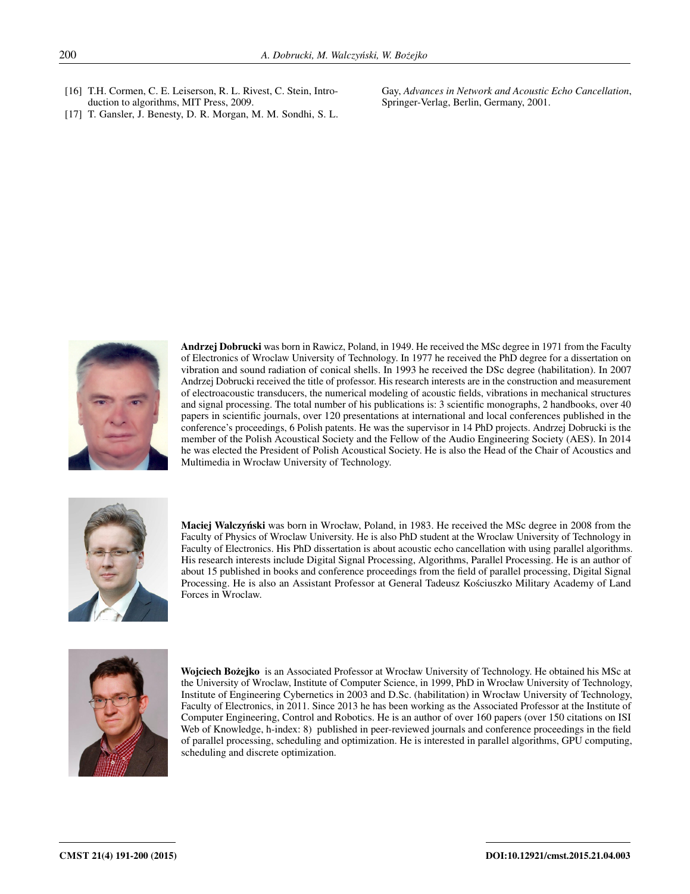[16] T.H. Cormen, C. E. Leiserson, R. L. Rivest, C. Stein, Introduction to algorithms, MIT Press, 2009.

[17] T. Gansler, J. Benesty, D. R. Morgan, M. M. Sondhi, S. L. Gay, *Advances in Network and Acoustic Echo Cancellation*, Springer-Verlag, Berlin, Germany, 2001.

**Andrzej Dobrucki** was born in Rawicz, Poland, in 1949. He received the MSc degree in 1971 from the Faculty of Electronics of Wroclaw University of Technology. In 1977 he received the PhD degree for a dissertation on vibration and sound radiation of conical shells. In 1993 he received the DSc degree (habilitation). In 2007 Andrzej Dobrucki received the title of professor. His research interests are in the construction and measurement of electroacoustic transducers, the numerical modeling of acoustic fields, vibrations in mechanical structures and signal processing. The total number of his publications is: 3 scientific monographs, 2 handbooks, over 40 papers in scientific journals, over 120 presentations at international and local conferences published in the conference's proceedings, 6 Polish patents. He was the supervisor in 14 PhD projects. Andrzej Dobrucki is the member of the Polish Acoustical Society and the Fellow of the Audio Engineering Society (AES). In 2014 he was elected the President of Polish Acoustical Society. He is also the Head of the Chair of Acoustics and Multimedia in Wrocław University of Technology.

**Maciej Walczyński** was born in Wrocław, Poland, in 1983. He received the MSc degree in 2008 from the Faculty of Physics of Wroclaw University. He is also PhD student at the Wroclaw University of Technology in Faculty of Electronics. His PhD dissertation is about acoustic echo cancellation with using parallel algorithms. His research interests include Digital Signal Processing, Algorithms, Parallel Processing. He is an author of about 15 published in books and conference proceedings from the field of parallel processing, Digital Signal Processing. He is also an Assistant Professor at General Tadeusz Kościuszko Military Academy of Land Forces in Wroclaw.

**Wojciech Bożejko** is an Associated Professor at Wrocław University of Technology. He obtained his MSc at the University of Wroclaw, Institute of Computer Science, in 1999, PhD in Wrocław University of Technology, Institute of Engineering Cybernetics in 2003 and D.Sc. (habilitation) in Wrocław University of Technology, Faculty of Electronics, in 2011. Since 2013 he has been working as the Associated Professor at the Institute of Computer Engineering, Control and Robotics. He is an author of over 160 papers (over 150 citations on ISI Web of Knowledge, h-index: 8) published in peer-reviewed journals and conference proceedings in the field of parallel processing, scheduling and optimization. He is interested in parallel algorithms, GPU computing, scheduling and discrete optimization.